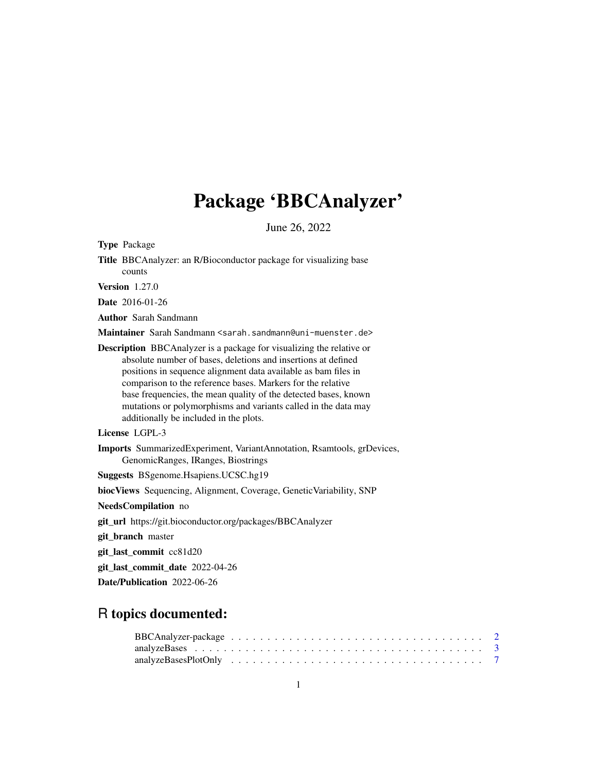# Package 'BBCAnalyzer'

June 26, 2022

**Type** Package

**Title** BBCAnalyzer: an R/Bioconductor package for visualizing base counts

**Version** 1.27.0

**Date** 2016-01-26

**Author** Sarah Sandmann

**Maintainer** Sarah Sandmann <sarah.sandmann@uni-muenster.de>

**Description** BBCAnalyzer is a package for visualizing the relative or absolute number of bases, deletions and insertions at defined positions in sequence alignment data available as bam files in comparison to the reference bases. Markers for the relative base frequencies, the mean quality of the detected bases, known mutations or polymorphisms and variants called in the data may additionally be included in the plots.

**License** LGPL-3

**Imports** SummarizedExperiment, VariantAnnotation, Rsamtools, grDevices, GenomicRanges, IRanges, Biostrings

**Suggests** BSgenome.Hsapiens.UCSC.hg19

**biocViews** Sequencing, Alignment, Coverage, GeneticVariability, SNP

**NeedsCompilation** no

**git_url** https://git.bioconductor.org/packages/BBCAnalyzer

**git_branch** master

**git_last_commit** cc81d20

**git_last_commit_date** 2022-04-26

**Date/Publication** 2022-06-26

## R topics documented:

- BBCAnalyzer-package . . . . . . . . . . . . . . . . . . . . . . . . . . . . . . . . . . . 2
- analyzeBases . . . . . . . . . . . . . . . . . . . . . . . . . . . . . . . . . . . . . . . . 3
- analyzeBasesPlotOnly . . . . . . . . . . . . . . . . . . . . . . . . . . . . . . . . . . . 7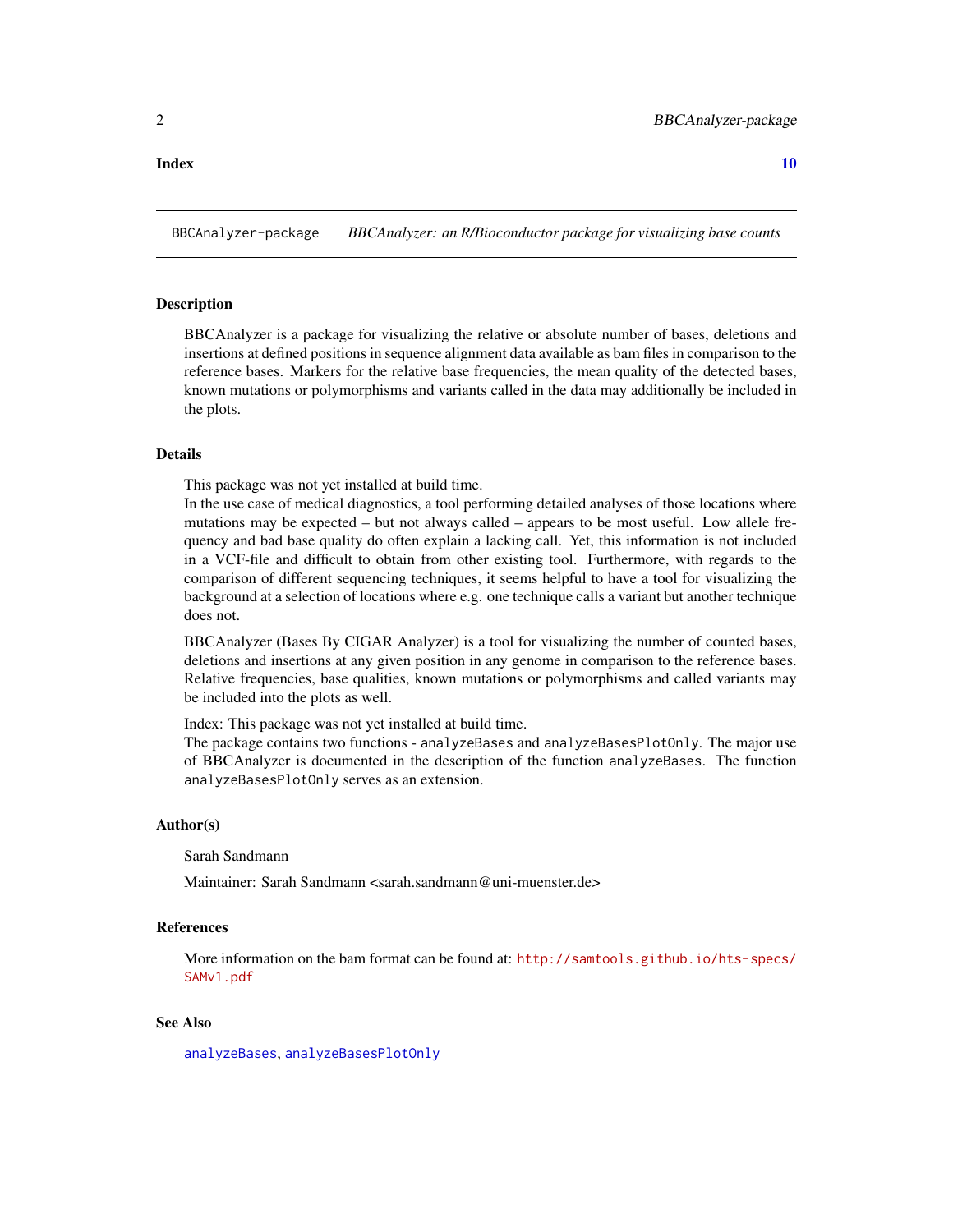**Index** **10**

---

BBCAnalyzer-package *BBCAnalyzer: an R/Bioconductor package for visualizing base counts*

---

### Description

BBCAnalyzer is a package for visualizing the relative or absolute number of bases, deletions and insertions at defined positions in sequence alignment data available as bam files in comparison to the reference bases. Markers for the relative base frequencies, the mean quality of the detected bases, known mutations or polymorphisms and variants called in the data may additionally be included in the plots.

### Details

This package was not yet installed at build time.
In the use case of medical diagnostics, a tool performing detailed analyses of those locations where mutations may be expected – but not always called – appears to be most useful. Low allele frequency and bad base quality do often explain a lacking call. Yet, this information is not included in a VCF-file and difficult to obtain from other existing tool. Furthermore, with regards to the comparison of different sequencing techniques, it seems helpful to have a tool for visualizing the background at a selection of locations where e.g. one technique calls a variant but another technique does not.

BBCAnalyzer (Bases By CIGAR Analyzer) is a tool for visualizing the number of counted bases, deletions and insertions at any given position in any genome in comparison to the reference bases. Relative frequencies, base qualities, known mutations or polymorphisms and called variants may be included into the plots as well.

Index: This package was not yet installed at build time.
The package contains two functions - `analyzeBases` and `analyzeBasesPlotOnly`. The major use of BBCAnalyzer is documented in the description of the function `analyzeBases`. The function `analyzeBasesPlotOnly` serves as an extension.

### Author(s)

Sarah Sandmann

Maintainer: Sarah Sandmann <sarah.sandmann@uni-muenster.de>

### References

More information on the bam format can be found at: http://samtools.github.io/hts-specs/SAMv1.pdf

### See Also

`analyzeBases`, `analyzeBasesPlotOnly`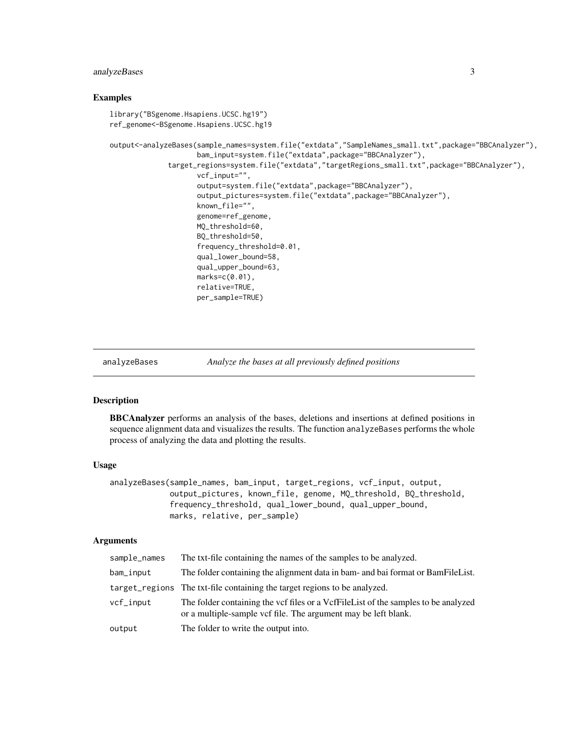### Examples

```
library("BSgenome.Hsapiens.UCSC.hg19")
ref_genome<-BSgenome.Hsapiens.UCSC.hg19

output<-analyzeBases(sample_names=system.file("extdata","SampleNames_small.txt",package="BBCAnalyzer"),
                     bam_input=system.file("extdata",package="BBCAnalyzer"),
              target_regions=system.file("extdata","targetRegions_small.txt",package="BBCAnalyzer"),
                     vcf_input="",
                     output=system.file("extdata",package="BBCAnalyzer"),
                     output_pictures=system.file("extdata",package="BBCAnalyzer"),
                     known_file="",
                     genome=ref_genome,
                     MQ_threshold=60,
                     BQ_threshold=50,
                     frequency_threshold=0.01,
                     qual_lower_bound=58,
                     qual_upper_bound=63,
                     marks=c(0.01),
                     relative=TRUE,
                     per_sample=TRUE)
```

---

## analyzeBases — *Analyze the bases at all previously defined positions*

---

### Description

**BBCAnalyzer** performs an analysis of the bases, deletions and insertions at defined positions in sequence alignment data and visualizes the results. The function analyzeBases performs the whole process of analyzing the data and plotting the results.

### Usage

```
analyzeBases(sample_names, bam_input, target_regions, vcf_input, output,
             output_pictures, known_file, genome, MQ_threshold, BQ_threshold,
             frequency_threshold, qual_lower_bound, qual_upper_bound,
             marks, relative, per_sample)
```

### Arguments

| | |
|---|---|
| sample_names | The txt-file containing the names of the samples to be analyzed. |
| bam_input | The folder containing the alignment data in bam- and bai format or BamFileList. |
| target_regions | The txt-file containing the target regions to be analyzed. |
| vcf_input | The folder containing the vcf files or a VcfFileList of the samples to be analyzed or a multiple-sample vcf file. The argument may be left blank. |
| output | The folder to write the output into. |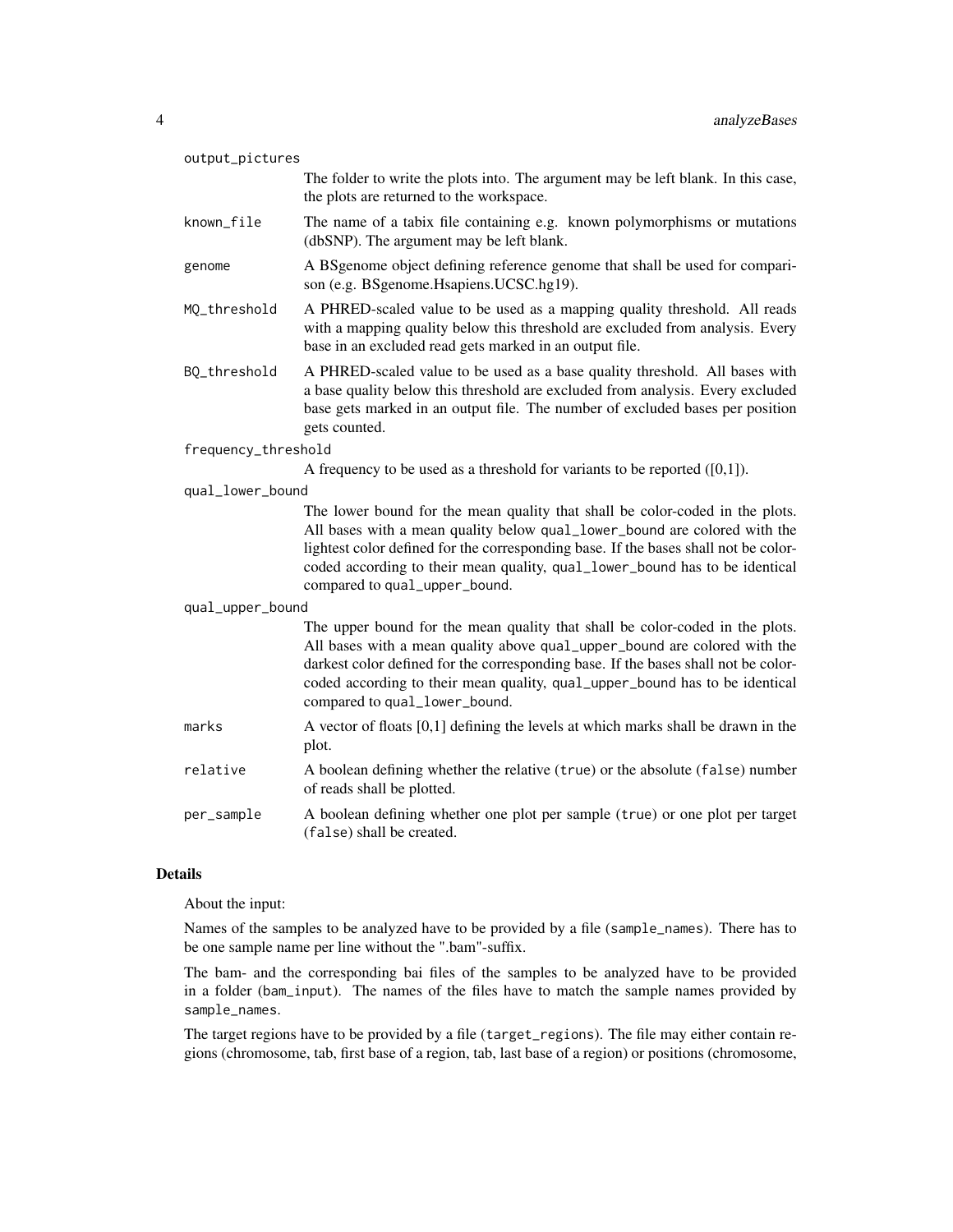output_pictures
: The folder to write the plots into. The argument may be left blank. In this case, the plots are returned to the workspace.

known_file
: The name of a tabix file containing e.g. known polymorphisms or mutations (dbSNP). The argument may be left blank.

genome
: A BSgenome object defining reference genome that shall be used for comparison (e.g. BSgenome.Hsapiens.UCSC.hg19).

MQ_threshold
: A PHRED-scaled value to be used as a mapping quality threshold. All reads with a mapping quality below this threshold are excluded from analysis. Every base in an excluded read gets marked in an output file.

BQ_threshold
: A PHRED-scaled value to be used as a base quality threshold. All bases with a base quality below this threshold are excluded from analysis. Every excluded base gets marked in an output file. The number of excluded bases per position gets counted.

frequency_threshold
: A frequency to be used as a threshold for variants to be reported ([0,1]).

qual_lower_bound
: The lower bound for the mean quality that shall be color-coded in the plots. All bases with a mean quality below `qual_lower_bound` are colored with the lightest color defined for the corresponding base. If the bases shall not be color-coded according to their mean quality, `qual_lower_bound` has to be identical compared to `qual_upper_bound`.

qual_upper_bound
: The upper bound for the mean quality that shall be color-coded in the plots. All bases with a mean quality above `qual_upper_bound` are colored with the darkest color defined for the corresponding base. If the bases shall not be color-coded according to their mean quality, `qual_upper_bound` has to be identical compared to `qual_lower_bound`.

marks
: A vector of floats [0,1] defining the levels at which marks shall be drawn in the plot.

relative
: A boolean defining whether the relative (`true`) or the absolute (`false`) number of reads shall be plotted.

per_sample
: A boolean defining whether one plot per sample (`true`) or one plot per target (`false`) shall be created.

## Details

About the input:

Names of the samples to be analyzed have to be provided by a file (`sample_names`). There has to be one sample name per line without the ".bam"-suffix.

The bam- and the corresponding bai files of the samples to be analyzed have to be provided in a folder (`bam_input`). The names of the files have to match the sample names provided by `sample_names`.

The target regions have to be provided by a file (`target_regions`). The file may either contain regions (chromosome, tab, first base of a region, tab, last base of a region) or positions (chromosome,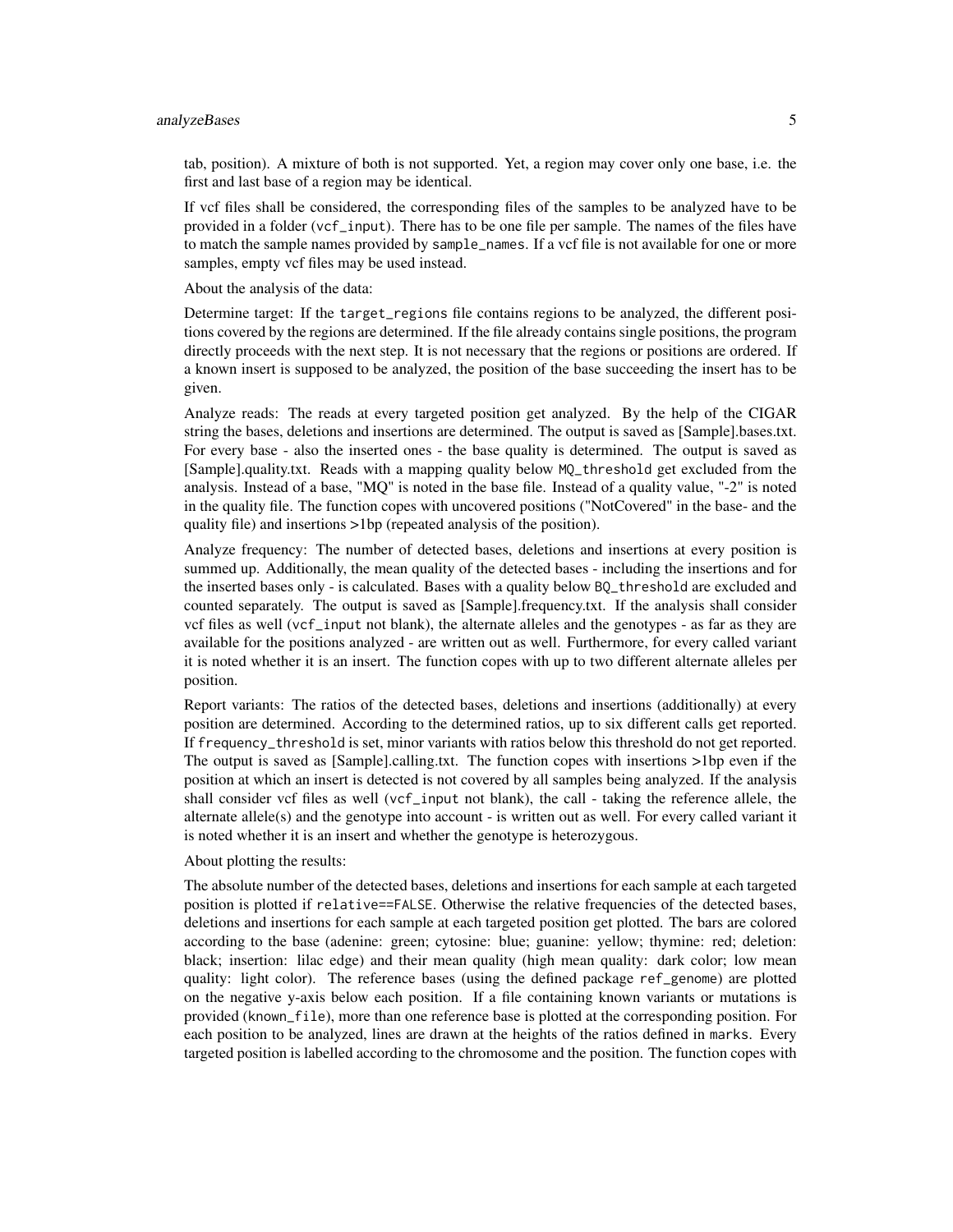tab, position). A mixture of both is not supported. Yet, a region may cover only one base, i.e. the first and last base of a region may be identical.

If vcf files shall be considered, the corresponding files of the samples to be analyzed have to be provided in a folder (`vcf_input`). There has to be one file per sample. The names of the files have to match the sample names provided by `sample_names`. If a vcf file is not available for one or more samples, empty vcf files may be used instead.

About the analysis of the data:

Determine target: If the `target_regions` file contains regions to be analyzed, the different positions covered by the regions are determined. If the file already contains single positions, the program directly proceeds with the next step. It is not necessary that the regions or positions are ordered. If a known insert is supposed to be analyzed, the position of the base succeeding the insert has to be given.

Analyze reads: The reads at every targeted position get analyzed. By the help of the CIGAR string the bases, deletions and insertions are determined. The output is saved as [Sample].bases.txt. For every base - also the inserted ones - the base quality is determined. The output is saved as [Sample].quality.txt. Reads with a mapping quality below `MQ_threshold` get excluded from the analysis. Instead of a base, "MQ" is noted in the base file. Instead of a quality value, "-2" is noted in the quality file. The function copes with uncovered positions ("NotCovered" in the base- and the quality file) and insertions >1bp (repeated analysis of the position).

Analyze frequency: The number of detected bases, deletions and insertions at every position is summed up. Additionally, the mean quality of the detected bases - including the insertions and for the inserted bases only - is calculated. Bases with a quality below `BQ_threshold` are excluded and counted separately. The output is saved as [Sample].frequency.txt. If the analysis shall consider vcf files as well (`vcf_input` not blank), the alternate alleles and the genotypes - as far as they are available for the positions analyzed - are written out as well. Furthermore, for every called variant it is noted whether it is an insert. The function copes with up to two different alternate alleles per position.

Report variants: The ratios of the detected bases, deletions and insertions (additionally) at every position are determined. According to the determined ratios, up to six different calls get reported. If `frequency_threshold` is set, minor variants with ratios below this threshold do not get reported. The output is saved as [Sample].calling.txt. The function copes with insertions >1bp even if the position at which an insert is detected is not covered by all samples being analyzed. If the analysis shall consider vcf files as well (`vcf_input` not blank), the call - taking the reference allele, the alternate allele(s) and the genotype into account - is written out as well. For every called variant it is noted whether it is an insert and whether the genotype is heterozygous.

About plotting the results:

The absolute number of the detected bases, deletions and insertions for each sample at each targeted position is plotted if `relative==FALSE`. Otherwise the relative frequencies of the detected bases, deletions and insertions for each sample at each targeted position get plotted. The bars are colored according to the base (adenine: green; cytosine: blue; guanine: yellow; thymine: red; deletion: black; insertion: lilac edge) and their mean quality (high mean quality: dark color; low mean quality: light color). The reference bases (using the defined package `ref_genome`) are plotted on the negative y-axis below each position. If a file containing known variants or mutations is provided (`known_file`), more than one reference base is plotted at the corresponding position. For each position to be analyzed, lines are drawn at the heights of the ratios defined in `marks`. Every targeted position is labelled according to the chromosome and the position. The function copes with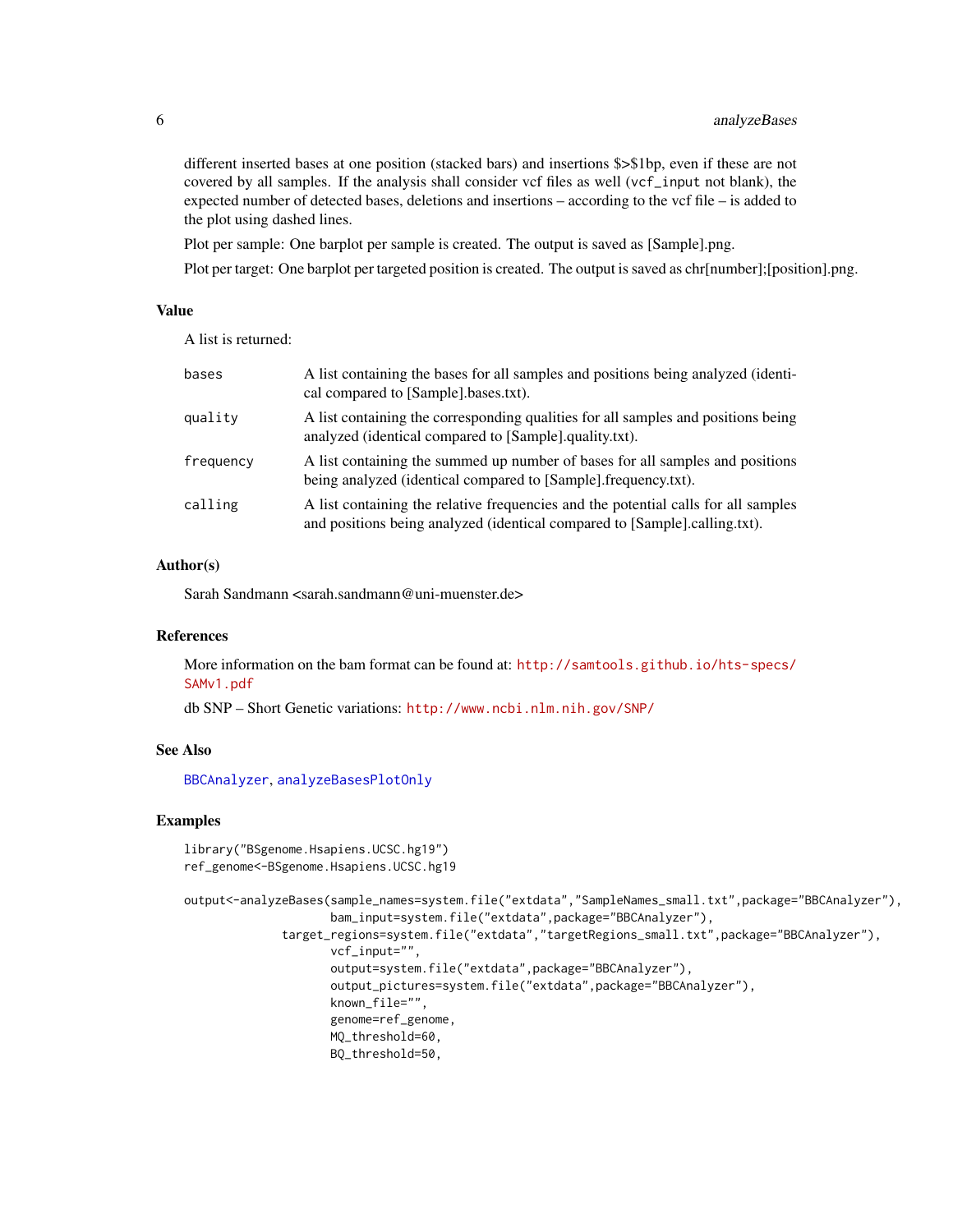different inserted bases at one position (stacked bars) and insertions $>$1bp, even if these are not covered by all samples. If the analysis shall consider vcf files as well (vcf_input not blank), the expected number of detected bases, deletions and insertions – according to the vcf file – is added to the plot using dashed lines.

Plot per sample: One barplot per sample is created. The output is saved as [Sample].png.

Plot per target: One barplot per targeted position is created. The output is saved as chr[number];[position].png.

## Value

A list is returned:

| | |
|---|---|
| bases | A list containing the bases for all samples and positions being analyzed (identical compared to [Sample].bases.txt). |
| quality | A list containing the corresponding qualities for all samples and positions being analyzed (identical compared to [Sample].quality.txt). |
| frequency | A list containing the summed up number of bases for all samples and positions being analyzed (identical compared to [Sample].frequency.txt). |
| calling | A list containing the relative frequencies and the potential calls for all samples and positions being analyzed (identical compared to [Sample].calling.txt). |

## Author(s)

Sarah Sandmann <sarah.sandmann@uni-muenster.de>

## References

More information on the bam format can be found at: http://samtools.github.io/hts-specs/SAMv1.pdf

db SNP – Short Genetic variations: http://www.ncbi.nlm.nih.gov/SNP/

## See Also

BBCAnalyzer, analyzeBasesPlotOnly

## Examples

```
library("BSgenome.Hsapiens.UCSC.hg19")
ref_genome<-BSgenome.Hsapiens.UCSC.hg19

output<-analyzeBases(sample_names=system.file("extdata","SampleNames_small.txt",package="BBCAnalyzer"),
                     bam_input=system.file("extdata",package="BBCAnalyzer"),
              target_regions=system.file("extdata","targetRegions_small.txt",package="BBCAnalyzer"),
                     vcf_input="",
                     output=system.file("extdata",package="BBCAnalyzer"),
                     output_pictures=system.file("extdata",package="BBCAnalyzer"),
                     known_file="",
                     genome=ref_genome,
                     MQ_threshold=60,
                     BQ_threshold=50,
```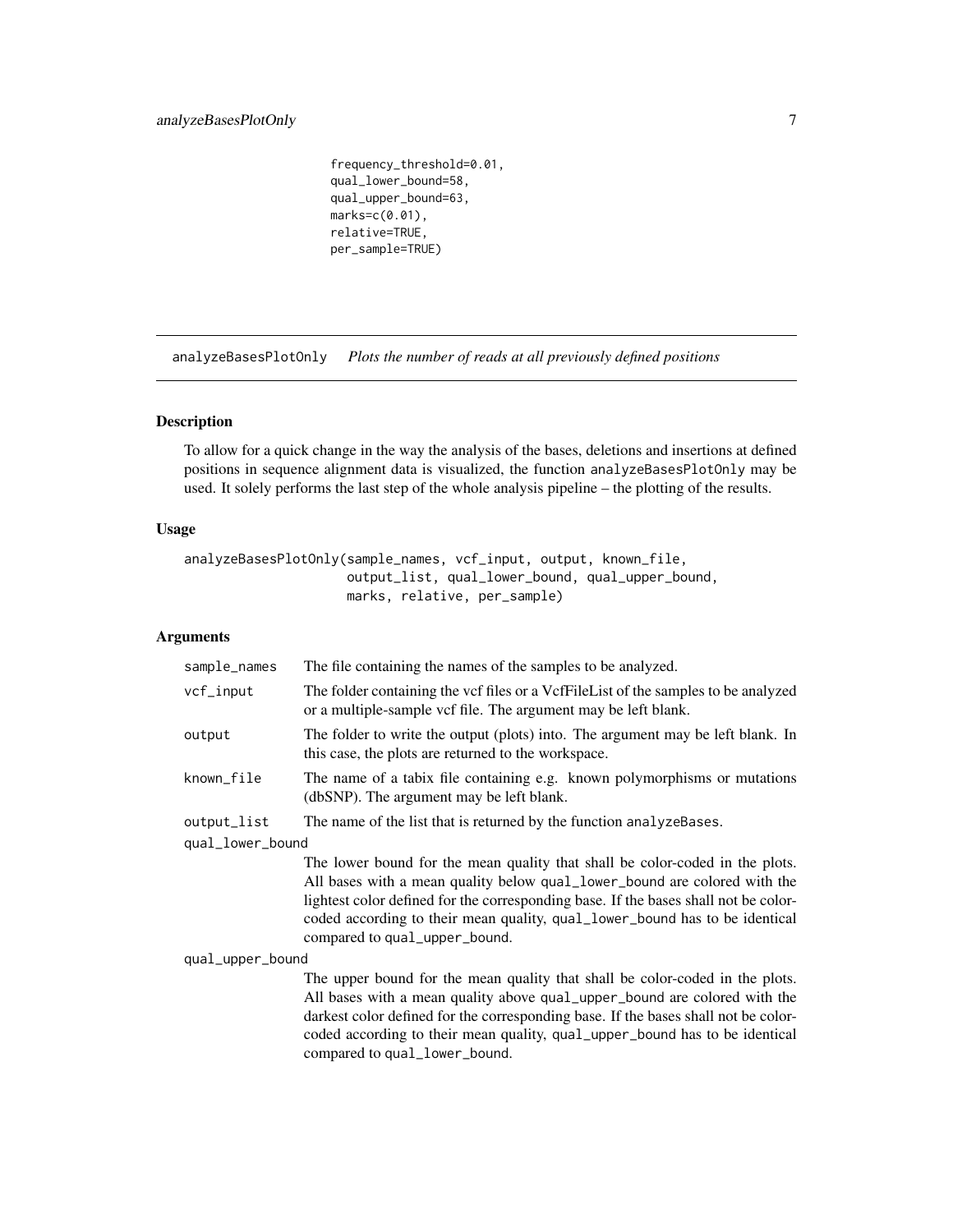```
                  frequency_threshold=0.01,
                  qual_lower_bound=58,
                  qual_upper_bound=63,
                  marks=c(0.01),
                  relative=TRUE,
                  per_sample=TRUE)
```

## analyzeBasesPlotOnly *Plots the number of reads at all previously defined positions*

### Description

To allow for a quick change in the way the analysis of the bases, deletions and insertions at defined positions in sequence alignment data is visualized, the function analyzeBasesPlotOnly may be used. It solely performs the last step of the whole analysis pipeline – the plotting of the results.

### Usage

```
analyzeBasesPlotOnly(sample_names, vcf_input, output, known_file,
                     output_list, qual_lower_bound, qual_upper_bound,
                     marks, relative, per_sample)
```

### Arguments

**sample_names** The file containing the names of the samples to be analyzed.

**vcf_input** The folder containing the vcf files or a VcfFileList of the samples to be analyzed or a multiple-sample vcf file. The argument may be left blank.

**output** The folder to write the output (plots) into. The argument may be left blank. In this case, the plots are returned to the workspace.

**known_file** The name of a tabix file containing e.g. known polymorphisms or mutations (dbSNP). The argument may be left blank.

**output_list** The name of the list that is returned by the function analyzeBases.

**qual_lower_bound** The lower bound for the mean quality that shall be color-coded in the plots. All bases with a mean quality below qual_lower_bound are colored with the lightest color defined for the corresponding base. If the bases shall not be color-coded according to their mean quality, qual_lower_bound has to be identical compared to qual_upper_bound.

**qual_upper_bound** The upper bound for the mean quality that shall be color-coded in the plots. All bases with a mean quality above qual_upper_bound are colored with the darkest color defined for the corresponding base. If the bases shall not be color-coded according to their mean quality, qual_upper_bound has to be identical compared to qual_lower_bound.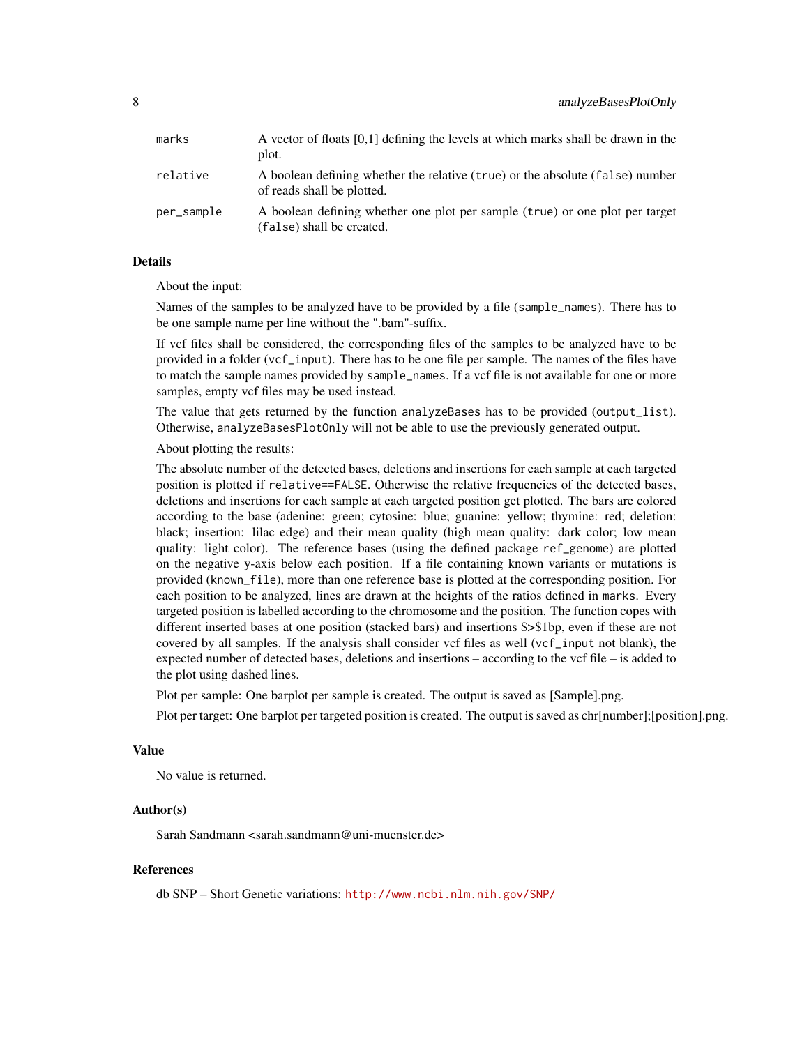| | |
|---|---|
| marks | A vector of floats [0,1] defining the levels at which marks shall be drawn in the plot. |
| relative | A boolean defining whether the relative (true) or the absolute (false) number of reads shall be plotted. |
| per_sample | A boolean defining whether one plot per sample (true) or one plot per target (false) shall be created. |

## Details

About the input:

Names of the samples to be analyzed have to be provided by a file (sample_names). There has to be one sample name per line without the ".bam"-suffix.

If vcf files shall be considered, the corresponding files of the samples to be analyzed have to be provided in a folder (vcf_input). There has to be one file per sample. The names of the files have to match the sample names provided by sample_names. If a vcf file is not available for one or more samples, empty vcf files may be used instead.

The value that gets returned by the function analyzeBases has to be provided (output_list). Otherwise, analyzeBasesPlotOnly will not be able to use the previously generated output.

About plotting the results:

The absolute number of the detected bases, deletions and insertions for each sample at each targeted position is plotted if relative==FALSE. Otherwise the relative frequencies of the detected bases, deletions and insertions for each sample at each targeted position get plotted. The bars are colored according to the base (adenine: green; cytosine: blue; guanine: yellow; thymine: red; deletion: black; insertion: lilac edge) and their mean quality (high mean quality: dark color; low mean quality: light color). The reference bases (using the defined package ref_genome) are plotted on the negative y-axis below each position. If a file containing known variants or mutations is provided (known_file), more than one reference base is plotted at the corresponding position. For each position to be analyzed, lines are drawn at the heights of the ratios defined in marks. Every targeted position is labelled according to the chromosome and the position. The function copes with different inserted bases at one position (stacked bars) and insertions $>$1bp, even if these are not covered by all samples. If the analysis shall consider vcf files as well (vcf_input not blank), the expected number of detected bases, deletions and insertions – according to the vcf file – is added to the plot using dashed lines.

Plot per sample: One barplot per sample is created. The output is saved as [Sample].png.

Plot per target: One barplot per targeted position is created. The output is saved as chr[number];[position].png.

## Value

No value is returned.

## Author(s)

Sarah Sandmann <sarah.sandmann@uni-muenster.de>

## References

db SNP – Short Genetic variations: http://www.ncbi.nlm.nih.gov/SNP/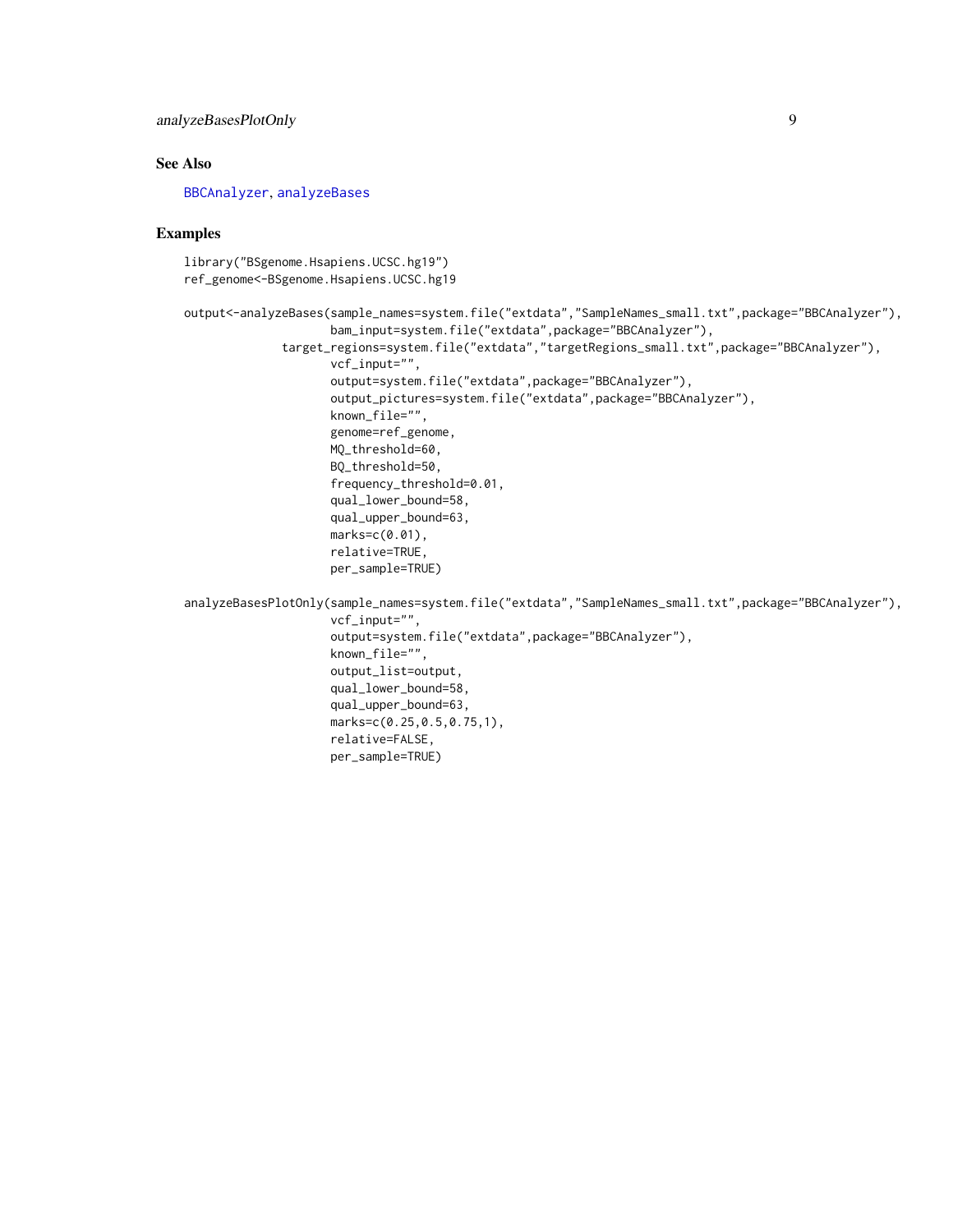## See Also

BBCAnalyzer, analyzeBases

## Examples

```
library("BSgenome.Hsapiens.UCSC.hg19")
ref_genome<-BSgenome.Hsapiens.UCSC.hg19

output<-analyzeBases(sample_names=system.file("extdata","SampleNames_small.txt",package="BBCAnalyzer"),
                     bam_input=system.file("extdata",package="BBCAnalyzer"),
              target_regions=system.file("extdata","targetRegions_small.txt",package="BBCAnalyzer"),
                     vcf_input="",
                     output=system.file("extdata",package="BBCAnalyzer"),
                     output_pictures=system.file("extdata",package="BBCAnalyzer"),
                     known_file="",
                     genome=ref_genome,
                     MQ_threshold=60,
                     BQ_threshold=50,
                     frequency_threshold=0.01,
                     qual_lower_bound=58,
                     qual_upper_bound=63,
                     marks=c(0.01),
                     relative=TRUE,
                     per_sample=TRUE)

analyzeBasesPlotOnly(sample_names=system.file("extdata","SampleNames_small.txt",package="BBCAnalyzer"),
                     vcf_input="",
                     output=system.file("extdata",package="BBCAnalyzer"),
                     known_file="",
                     output_list=output,
                     qual_lower_bound=58,
                     qual_upper_bound=63,
                     marks=c(0.25,0.5,0.75,1),
                     relative=FALSE,
                     per_sample=TRUE)
```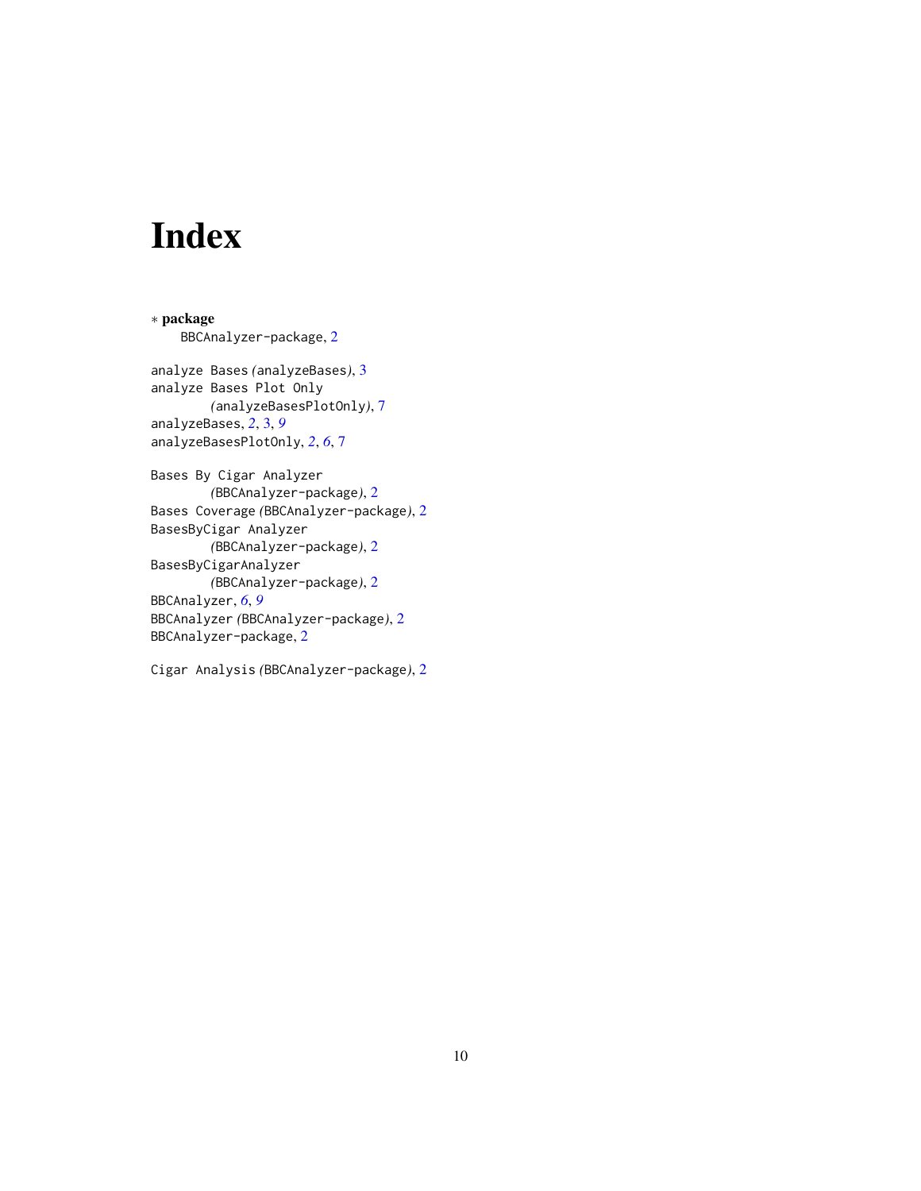# Index

∗ **package**
    BBCAnalyzer-package, 2

analyze Bases *(*analyzeBases*)*, 3
analyze Bases Plot Only
        *(*analyzeBasesPlotOnly*)*, 7
analyzeBases, *2*, 3, *9*
analyzeBasesPlotOnly, *2*, *6*, 7

Bases By Cigar Analyzer
        *(*BBCAnalyzer-package*)*, 2
Bases Coverage *(*BBCAnalyzer-package*)*, 2
BasesByCigar Analyzer
        *(*BBCAnalyzer-package*)*, 2
BasesByCigarAnalyzer
        *(*BBCAnalyzer-package*)*, 2
BBCAnalyzer, *6*, *9*
BBCAnalyzer *(*BBCAnalyzer-package*)*, 2
BBCAnalyzer-package, 2

Cigar Analysis *(*BBCAnalyzer-package*)*, 2